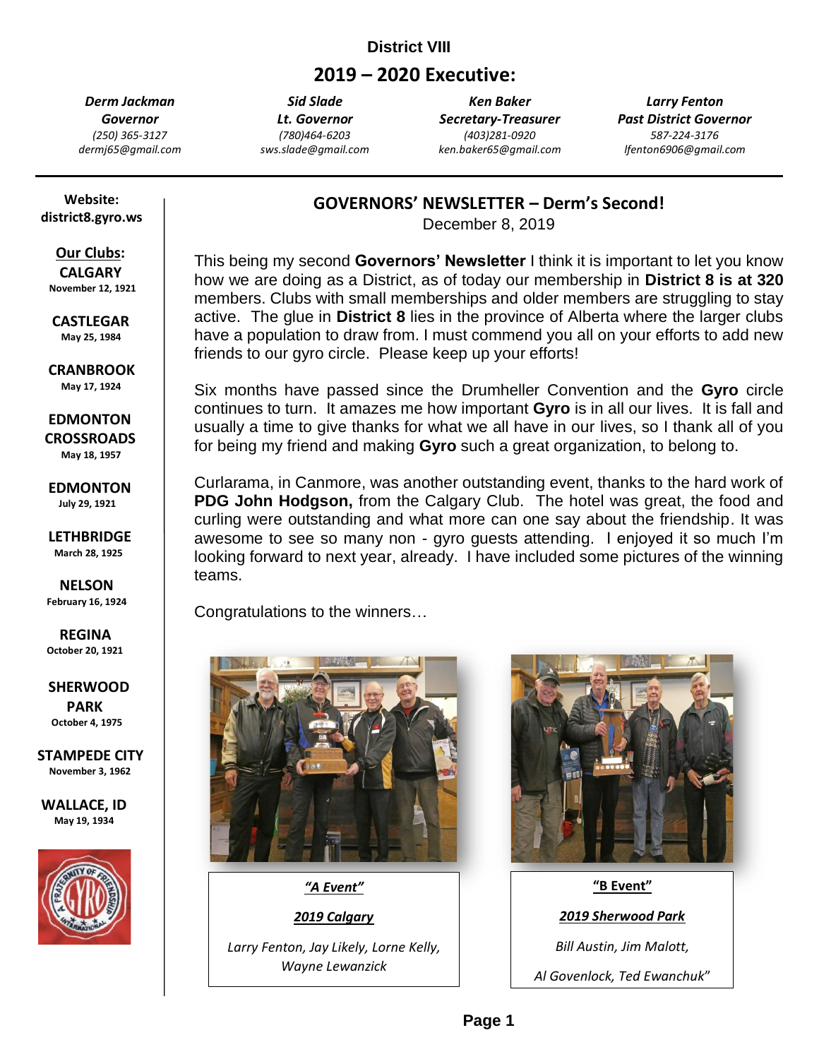**District VIII**

# 2019 – 2020 Executive:

| ***Derm Jackman*** | ***Sid Slade*** | ***Ken Baker*** | ***Larry Fenton*** |
|---|---|---|---|
| ***Governor*** | ***Lt. Governor*** | ***Secretary-Treasurer*** | ***Past District Governor*** |
| *(250) 365-3127* | *(780)464-6203* | *(403)281-0920* | *587-224-3176* |
| *dermj65@gmail.com* | *sws.slade@gmail.com* | *ken.baker65@gmail.com* | *lfenton6906@gmail.com* |

**Website:**
**district8.gyro.ws**

**Our Clubs:**

**CALGARY**
November 12, 1921

**CASTLEGAR**
May 25, 1984

**CRANBROOK**
May 17, 1924

**EDMONTON CROSSROADS**
May 18, 1957

**EDMONTON**
July 29, 1921

**LETHBRIDGE**
March 28, 1925

**NELSON**
February 16, 1924

**REGINA**
October 20, 1921

**SHERWOOD PARK**
October 4, 1975

**STAMPEDE CITY**
November 3, 1962

**WALLACE, ID**
May 19, 1934

## GOVERNORS' NEWSLETTER – Derm's Second!

December 8, 2019

This being my second **Governors' Newsletter** I think it is important to let you know how we are doing as a District, as of today our membership in **District 8 is at 320** members. Clubs with small memberships and older members are struggling to stay active. The glue in **District 8** lies in the province of Alberta where the larger clubs have a population to draw from. I must commend you all on your efforts to add new friends to our gyro circle. Please keep up your efforts!

Six months have passed since the Drumheller Convention and the **Gyro** circle continues to turn. It amazes me how important **Gyro** is in all our lives. It is fall and usually a time to give thanks for what we all have in our lives, so I thank all of you for being my friend and making **Gyro** such a great organization, to belong to.

Curlarama, in Canmore, was another outstanding event, thanks to the hard work of **PDG John Hodgson,** from the Calgary Club. The hotel was great, the food and curling were outstanding and what more can one say about the friendship. It was awesome to see so many non - gyro guests attending. I enjoyed it so much I'm looking forward to next year, already. I have included some pictures of the winning teams.

Congratulations to the winners…

***"A Event"***

***2019 Calgary***

*Larry Fenton, Jay Likely, Lorne Kelly, Wayne Lewanzick*

**"B Event"**

***2019 Sherwood Park***

*Bill Austin, Jim Malott,*

*Al Govenlock, Ted Ewanchuk"*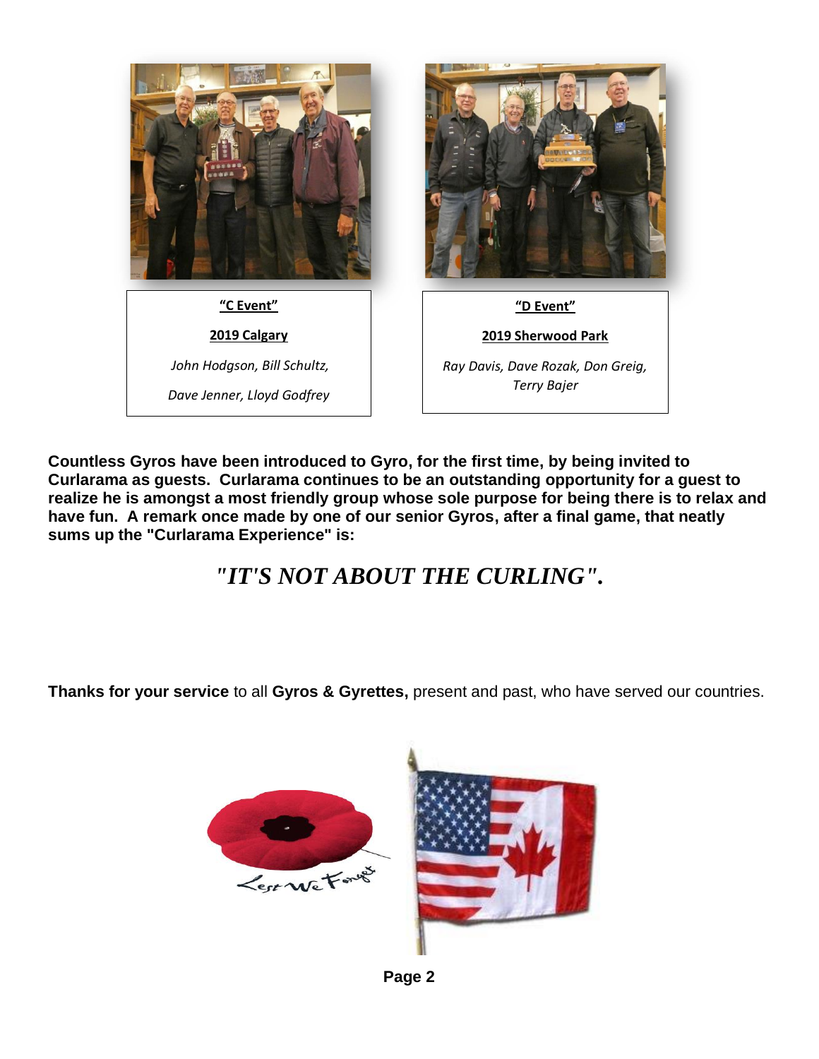**"C Event"**

**2019 Calgary**

*John Hodgson, Bill Schultz,*

*Dave Jenner, Lloyd Godfrey*

**"D Event"**

**2019 Sherwood Park**

*Ray Davis, Dave Rozak, Don Greig, Terry Bajer*

**Countless Gyros have been introduced to Gyro, for the first time, by being invited to Curlarama as guests. Curlarama continues to be an outstanding opportunity for a guest to realize he is amongst a most friendly group whose sole purpose for being there is to relax and have fun. A remark once made by one of our senior Gyros, after a final game, that neatly sums up the "Curlarama Experience" is:**

***"IT'S NOT ABOUT THE CURLING".***

**Thanks for your service** to all **Gyros & Gyrettes,** present and past, who have served our countries.

Lest We Forget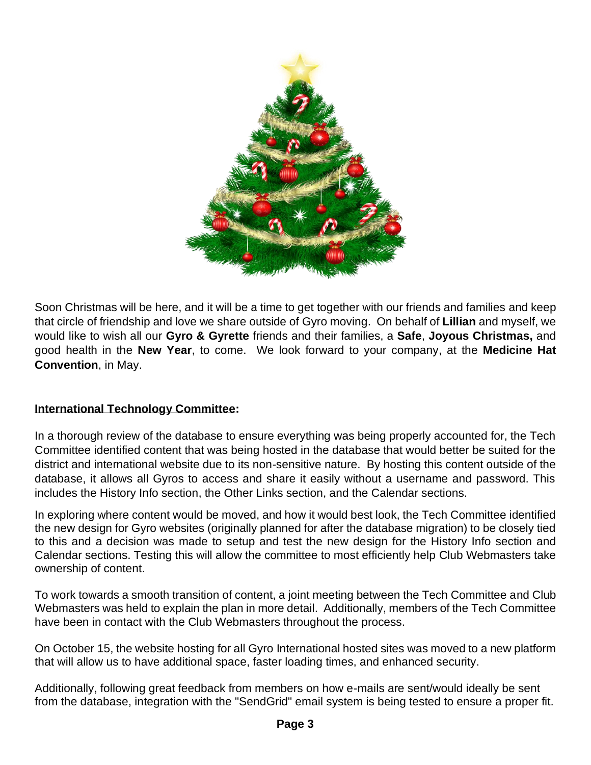Soon Christmas will be here, and it will be a time to get together with our friends and families and keep that circle of friendship and love we share outside of Gyro moving. On behalf of **Lillian** and myself, we would like to wish all our **Gyro & Gyrette** friends and their families, a **Safe**, **Joyous Christmas,** and good health in the **New Year**, to come. We look forward to your company, at the **Medicine Hat Convention**, in May.

## **International Technology Committee:**

In a thorough review of the database to ensure everything was being properly accounted for, the Tech Committee identified content that was being hosted in the database that would better be suited for the district and international website due to its non-sensitive nature. By hosting this content outside of the database, it allows all Gyros to access and share it easily without a username and password. This includes the History Info section, the Other Links section, and the Calendar sections.

In exploring where content would be moved, and how it would best look, the Tech Committee identified the new design for Gyro websites (originally planned for after the database migration) to be closely tied to this and a decision was made to setup and test the new design for the History Info section and Calendar sections. Testing this will allow the committee to most efficiently help Club Webmasters take ownership of content.

To work towards a smooth transition of content, a joint meeting between the Tech Committee and Club Webmasters was held to explain the plan in more detail. Additionally, members of the Tech Committee have been in contact with the Club Webmasters throughout the process.

On October 15, the website hosting for all Gyro International hosted sites was moved to a new platform that will allow us to have additional space, faster loading times, and enhanced security.

Additionally, following great feedback from members on how e-mails are sent/would ideally be sent from the database, integration with the "SendGrid" email system is being tested to ensure a proper fit.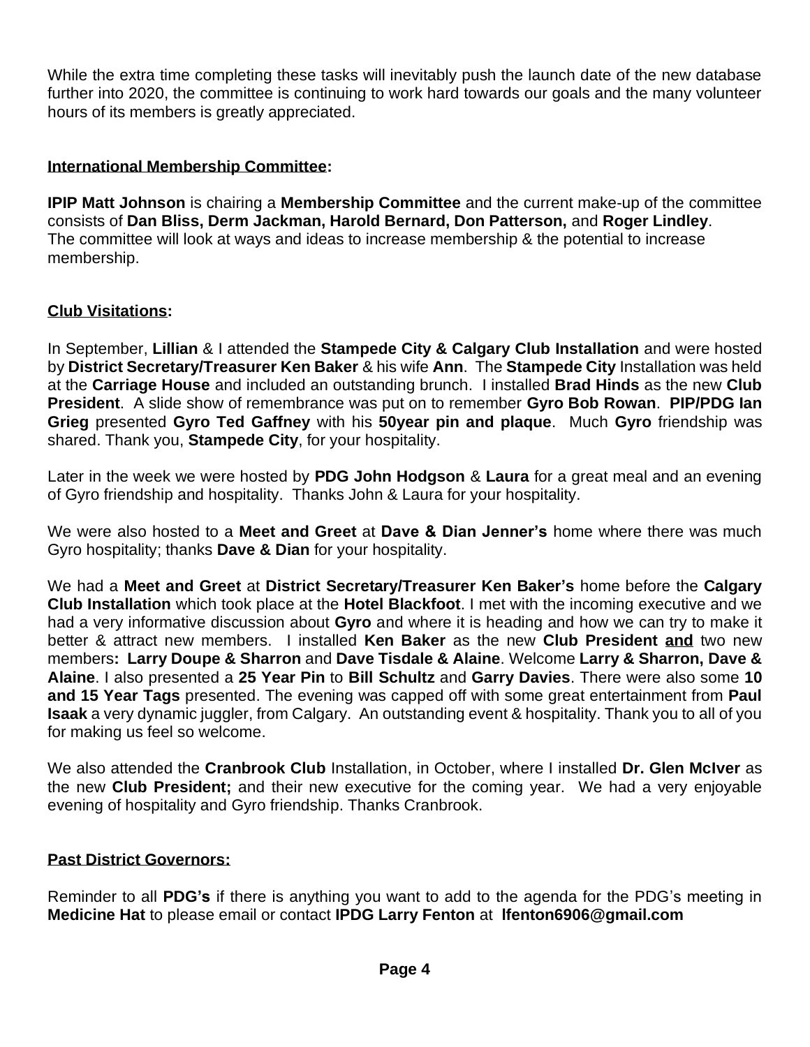While the extra time completing these tasks will inevitably push the launch date of the new database further into 2020, the committee is continuing to work hard towards our goals and the many volunteer hours of its members is greatly appreciated.

## **International Membership Committee:**

**IPIP Matt Johnson** is chairing a **Membership Committee** and the current make-up of the committee consists of **Dan Bliss, Derm Jackman, Harold Bernard, Don Patterson,** and **Roger Lindley**. The committee will look at ways and ideas to increase membership & the potential to increase membership.

## **Club Visitations:**

In September, **Lillian** & I attended the **Stampede City & Calgary Club Installation** and were hosted by **District Secretary/Treasurer Ken Baker** & his wife **Ann**. The **Stampede City** Installation was held at the **Carriage House** and included an outstanding brunch. I installed **Brad Hinds** as the new **Club President**. A slide show of remembrance was put on to remember **Gyro Bob Rowan**. **PIP/PDG Ian Grieg** presented **Gyro Ted Gaffney** with his **50year pin and plaque**. Much **Gyro** friendship was shared. Thank you, **Stampede City**, for your hospitality.

Later in the week we were hosted by **PDG John Hodgson** & **Laura** for a great meal and an evening of Gyro friendship and hospitality. Thanks John & Laura for your hospitality.

We were also hosted to a **Meet and Greet** at **Dave & Dian Jenner's** home where there was much Gyro hospitality; thanks **Dave & Dian** for your hospitality.

We had a **Meet and Greet** at **District Secretary/Treasurer Ken Baker's** home before the **Calgary Club Installation** which took place at the **Hotel Blackfoot**. I met with the incoming executive and we had a very informative discussion about **Gyro** and where it is heading and how we can try to make it better & attract new members. I installed **Ken Baker** as the new **Club President and** two new members**: Larry Doupe & Sharron** and **Dave Tisdale & Alaine**. Welcome **Larry & Sharron, Dave & Alaine**. I also presented a **25 Year Pin** to **Bill Schultz** and **Garry Davies**. There were also some **10 and 15 Year Tags** presented. The evening was capped off with some great entertainment from **Paul Isaak** a very dynamic juggler, from Calgary. An outstanding event & hospitality. Thank you to all of you for making us feel so welcome.

We also attended the **Cranbrook Club** Installation, in October, where I installed **Dr. Glen McIver** as the new **Club President;** and their new executive for the coming year. We had a very enjoyable evening of hospitality and Gyro friendship. Thanks Cranbrook.

## **Past District Governors:**

Reminder to all **PDG's** if there is anything you want to add to the agenda for the PDG's meeting in **Medicine Hat** to please email or contact **IPDG Larry Fenton** at **lfenton6906@gmail.com**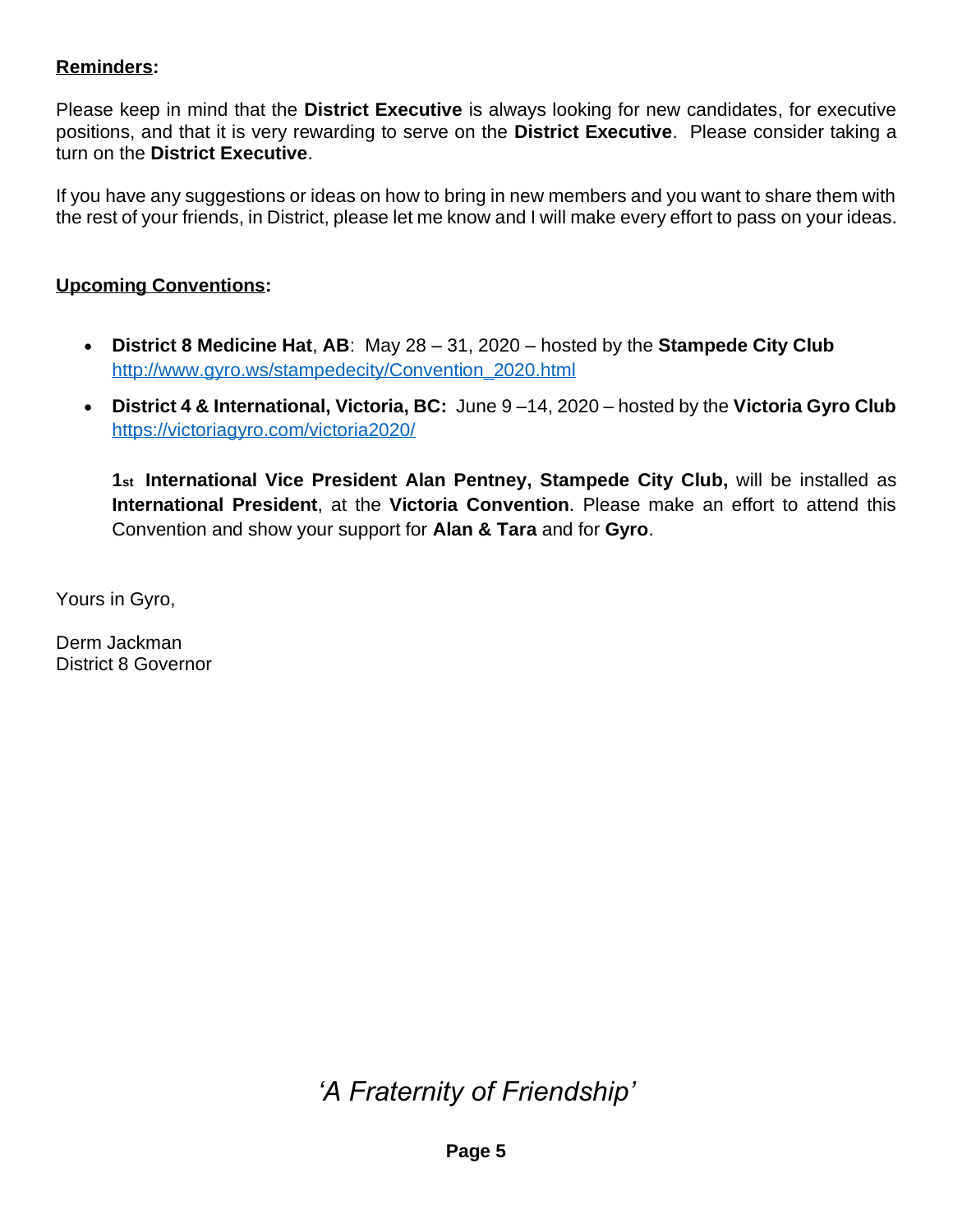**Reminders:**

Please keep in mind that the **District Executive** is always looking for new candidates, for executive positions, and that it is very rewarding to serve on the **District Executive**. Please consider taking a turn on the **District Executive**.

If you have any suggestions or ideas on how to bring in new members and you want to share them with the rest of your friends, in District, please let me know and I will make every effort to pass on your ideas.

**Upcoming Conventions:**

- **District 8 Medicine Hat**, **AB**: May 28 – 31, 2020 – hosted by the **Stampede City Club**
  http://www.gyro.ws/stampedecity/Convention_2020.html
- **District 4 & International, Victoria, BC:** June 9 –14, 2020 – hosted by the **Victoria Gyro Club**
  https://victoriagyro.com/victoria2020/

  **1st International Vice President Alan Pentney, Stampede City Club,** will be installed as **International President**, at the **Victoria Convention**. Please make an effort to attend this Convention and show your support for **Alan & Tara** and for **Gyro**.

Yours in Gyro,

Derm Jackman
District 8 Governor

*'A Fraternity of Friendship'*